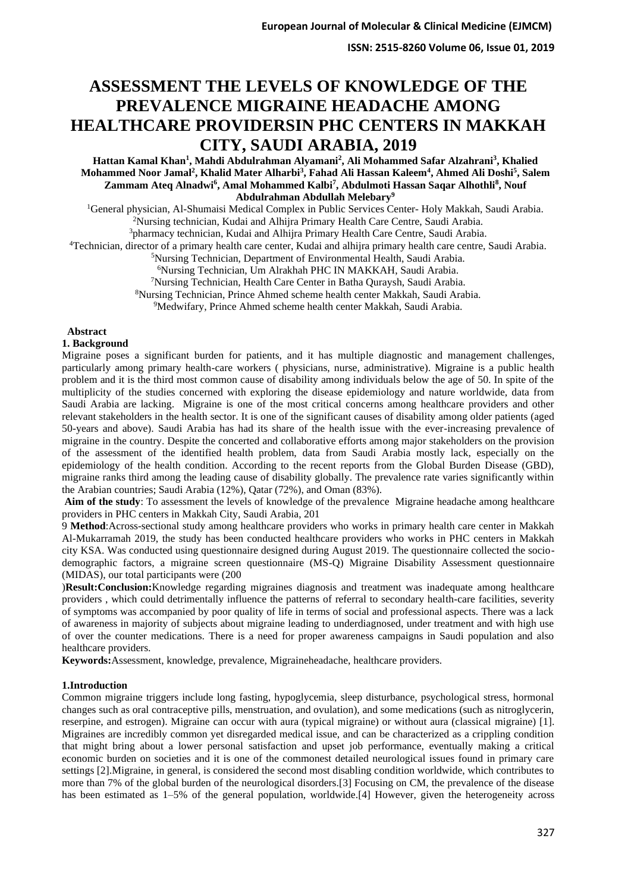# ASSESSMENT THE LEVELS OF KNOWLEDGE OF THE PREVALENCE MIGRAINE HEADACHE AMONG HEALTHCARE PROVIDERSIN PHC CENTERS IN MAKKAH CITY, SAUDI ARABIA, 2019

**Hattan Kamal Khan[1], Mahdi Abdulrahman Alyamani[2], Ali Mohammed Safar Alzahrani[3], Khalied Mohammed Noor Jamal[2], Khalid Mater Alharbi[3], Fahad Ali Hassan Kaleem[4], Ahmed Ali Doshi[5], Salem Zammam Ateq Alnadwi[6], Amal Mohammed Kalbi[7], Abdulmoti Hassan Saqar Alhothli[8], Nouf Abdulrahman Abdullah Melebary[9]**

[1]General physician, Al-Shumaisi Medical Complex in Public Services Center- Holy Makkah, Saudi Arabia.
[2]Nursing technician, Kudai and Alhijra Primary Health Care Centre, Saudi Arabia.
[3]pharmacy technician, Kudai and Alhijra Primary Health Care Centre, Saudi Arabia.
[4]Technician, director of a primary health care center, Kudai and alhijra primary health care centre, Saudi Arabia.
[5]Nursing Technician, Department of Environmental Health, Saudi Arabia.
[6]Nursing Technician, Um Alrakhah PHC IN MAKKAH, Saudi Arabia.
[7]Nursing Technician, Health Care Center in Batha Quraysh, Saudi Arabia.
[8]Nursing Technician, Prince Ahmed scheme health center Makkah, Saudi Arabia.
[9]Medwifary, Prince Ahmed scheme health center Makkah, Saudi Arabia.

**Abstract**

**1. Background**

Migraine poses a significant burden for patients, and it has multiple diagnostic and management challenges, particularly among primary health-care workers ( physicians, nurse, administrative). Migraine is a public health problem and it is the third most common cause of disability among individuals below the age of 50. In spite of the multiplicity of the studies concerned with exploring the disease epidemiology and nature worldwide, data from Saudi Arabia are lacking. Migraine is one of the most critical concerns among healthcare providers and other relevant stakeholders in the health sector. It is one of the significant causes of disability among older patients (aged 50-years and above). Saudi Arabia has had its share of the health issue with the ever-increasing prevalence of migraine in the country. Despite the concerted and collaborative efforts among major stakeholders on the provision of the assessment of the identified health problem, data from Saudi Arabia mostly lack, especially on the epidemiology of the health condition. According to the recent reports from the Global Burden Disease (GBD), migraine ranks third among the leading cause of disability globally. The prevalence rate varies significantly within the Arabian countries; Saudi Arabia (12%), Qatar (72%), and Oman (83%).

**Aim of the study**: To assessment the levels of knowledge of the prevalence Migraine headache among healthcare providers in PHC centers in Makkah City, Saudi Arabia, 2019

**Method**:Across-sectional study among healthcare providers who works in primary health care center in Makkah Al-Mukarramah 2019, the study has been conducted healthcare providers who works in PHC centers in Makkah city KSA. Was conducted using questionnaire designed during August 2019. The questionnaire collected the socio-demographic factors, a migraine screen questionnaire (MS-Q) Migraine Disability Assessment questionnaire (MIDAS), our total participants were (200)

**Result:Conclusion:**Knowledge regarding migraines diagnosis and treatment was inadequate among healthcare providers , which could detrimentally influence the patterns of referral to secondary health-care facilities, severity of symptoms was accompanied by poor quality of life in terms of social and professional aspects. There was a lack of awareness in majority of subjects about migraine leading to underdiagnosed, under treatment and with high use of over the counter medications. There is a need for proper awareness campaigns in Saudi population and also healthcare providers.

**Keywords:**Assessment, knowledge, prevalence, Migraineheadache, healthcare providers.

## 1.Introduction

Common migraine triggers include long fasting, hypoglycemia, sleep disturbance, psychological stress, hormonal changes such as oral contraceptive pills, menstruation, and ovulation), and some medications (such as nitroglycerin, reserpine, and estrogen). Migraine can occur with aura (typical migraine) or without aura (classical migraine) [1]. Migraines are incredibly common yet disregarded medical issue, and can be characterized as a crippling condition that might bring about a lower personal satisfaction and upset job performance, eventually making a critical economic burden on societies and it is one of the commonest detailed neurological issues found in primary care settings [2].Migraine, in general, is considered the second most disabling condition worldwide, which contributes to more than 7% of the global burden of the neurological disorders.[3] Focusing on CM, the prevalence of the disease has been estimated as 1–5% of the general population, worldwide.[4] However, given the heterogeneity across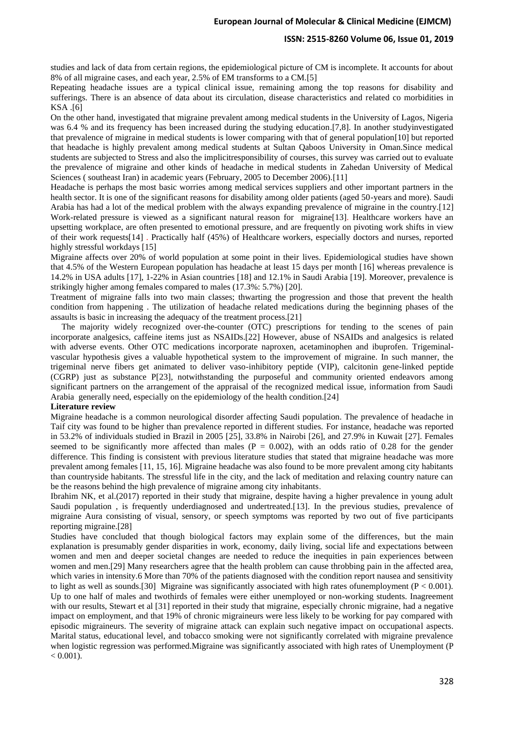studies and lack of data from certain regions, the epidemiological picture of CM is incomplete. It accounts for about 8% of all migraine cases, and each year, 2.5% of EM transforms to a CM.[5]

Repeating headache issues are a typical clinical issue, remaining among the top reasons for disability and sufferings. There is an absence of data about its circulation, disease characteristics and related co morbidities in KSA .[6]

On the other hand, investigated that migraine prevalent among medical students in the University of Lagos, Nigeria was 6.4 % and its frequency has been increased during the studying education.[7,8]. In another studyinvestigated that prevalence of migraine in medical students is lower comparing with that of general population[10] but reported that headache is highly prevalent among medical students at Sultan Qaboos University in Oman.Since medical students are subjected to Stress and also the implicitresponsibility of courses, this survey was carried out to evaluate the prevalence of migraine and other kinds of headache in medical students in Zahedan University of Medical Sciences ( southeast Iran) in academic years (February, 2005 to December 2006).[11]

Headache is perhaps the most basic worries among medical services suppliers and other important partners in the health sector. It is one of the significant reasons for disability among older patients (aged 50-years and more). Saudi Arabia has had a lot of the medical problem with the always expanding prevalence of migraine in the country.[12]

Work-related pressure is viewed as a significant natural reason for migraine[13]. Healthcare workers have an upsetting workplace, are often presented to emotional pressure, and are frequently on pivoting work shifts in view of their work requests[14] . Practically half (45%) of Healthcare workers, especially doctors and nurses, reported highly stressful workdays [15]

Migraine affects over 20% of world population at some point in their lives. Epidemiological studies have shown that 4.5% of the Western European population has headache at least 15 days per month [16] whereas prevalence is 14.2% in USA adults [17], 1-22% in Asian countries [18] and 12.1% in Saudi Arabia [19]. Moreover, prevalence is strikingly higher among females compared to males (17.3%: 5.7%) [20].

Treatment of migraine falls into two main classes; thwarting the progression and those that prevent the health condition from happening . The utilization of headache related medications during the beginning phases of the assaults is basic in increasing the adequacy of the treatment process.[21]

The majority widely recognized over-the-counter (OTC) prescriptions for tending to the scenes of pain incorporate analgesics, caffeine items just as NSAIDs.[22] However, abuse of NSAIDs and analgesics is related with adverse events. Other OTC medications incorporate naproxen, acetaminophen and ibuprofen. Trigeminal-vascular hypothesis gives a valuable hypothetical system to the improvement of migraine. In such manner, the trigeminal nerve fibers get animated to deliver vaso-inhibitory peptide (VIP), calcitonin gene-linked peptide (CGRP) just as substance P[23], notwithstanding the purposeful and community oriented endeavors among significant partners on the arrangement of the appraisal of the recognized medical issue, information from Saudi Arabia generally need, especially on the epidemiology of the health condition.[24]

**Literature review**

Migraine headache is a common neurological disorder affecting Saudi population. The prevalence of headache in Taif city was found to be higher than prevalence reported in different studies. For instance, headache was reported in 53.2% of individuals studied in Brazil in 2005 [25], 33.8% in Nairobi [26], and 27.9% in Kuwait [27]. Females seemed to be significantly more affected than males ($P = 0.002$), with an odds ratio of 0.28 for the gender difference. This finding is consistent with previous literature studies that stated that migraine headache was more prevalent among females [11, 15, 16]. Migraine headache was also found to be more prevalent among city habitants than countryside habitants. The stressful life in the city, and the lack of meditation and relaxing country nature can be the reasons behind the high prevalence of migraine among city inhabitants.

Ibrahim NK, et al.(2017) reported in their study that migraine, despite having a higher prevalence in young adult Saudi population , is frequently underdiagnosed and undertreated.[13]. In the previous studies, prevalence of migraine Aura consisting of visual, sensory, or speech symptoms was reported by two out of five participants reporting migraine.[28]

Studies have concluded that though biological factors may explain some of the differences, but the main explanation is presumably gender disparities in work, economy, daily living, social life and expectations between women and men and deeper societal changes are needed to reduce the inequities in pain experiences between women and men.[29] Many researchers agree that the health problem can cause throbbing pain in the affected area, which varies in intensity.6 More than 70% of the patients diagnosed with the condition report nausea and sensitivity to light as well as sounds.[30] Migraine was significantly associated with high rates ofunemployment ($P < 0.001$). Up to one half of males and twothirds of females were either unemployed or non-working students. Inagreement with our results, Stewart et al [31] reported in their study that migraine, especially chronic migraine, had a negative impact on employment, and that 19% of chronic migraineurs were less likely to be working for pay compared with episodic migraineurs. The severity of migraine attack can explain such negative impact on occupational aspects. Marital status, educational level, and tobacco smoking were not significantly correlated with migraine prevalence when logistic regression was performed.Migraine was significantly associated with high rates of Unemployment ($P < 0.001$).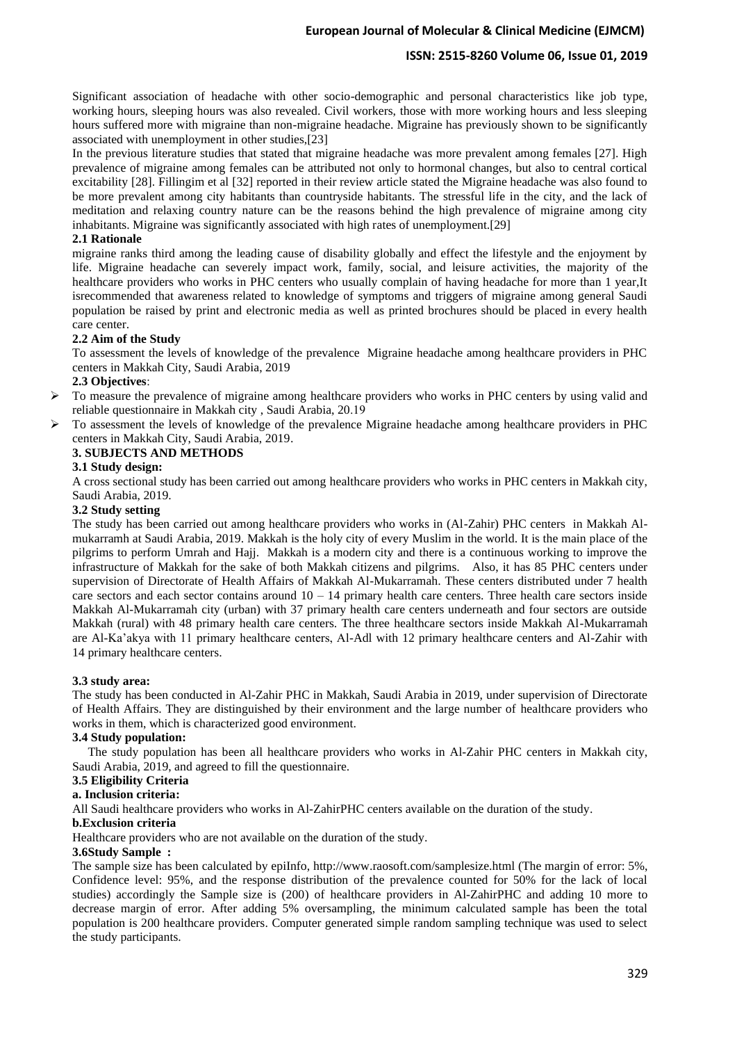Significant association of headache with other socio-demographic and personal characteristics like job type, working hours, sleeping hours was also revealed. Civil workers, those with more working hours and less sleeping hours suffered more with migraine than non-migraine headache. Migraine has previously shown to be significantly associated with unemployment in other studies,[23]

In the previous literature studies that stated that migraine headache was more prevalent among females [27]. High prevalence of migraine among females can be attributed not only to hormonal changes, but also to central cortical excitability [28]. Fillingim et al [32] reported in their review article stated the Migraine headache was also found to be more prevalent among city habitants than countryside habitants. The stressful life in the city, and the lack of meditation and relaxing country nature can be the reasons behind the high prevalence of migraine among city inhabitants. Migraine was significantly associated with high rates of unemployment.[29]

### 2.1 Rationale

migraine ranks third among the leading cause of disability globally and effect the lifestyle and the enjoyment by life. Migraine headache can severely impact work, family, social, and leisure activities, the majority of the healthcare providers who works in PHC centers who usually complain of having headache for more than 1 year,It isrecommended that awareness related to knowledge of symptoms and triggers of migraine among general Saudi population be raised by print and electronic media as well as printed brochures should be placed in every health care center.

### 2.2 Aim of the Study

To assessment the levels of knowledge of the prevalence Migraine headache among healthcare providers in PHC centers in Makkah City, Saudi Arabia, 2019

### 2.3 Objectives:

- To measure the prevalence of migraine among healthcare providers who works in PHC centers by using valid and reliable questionnaire in Makkah city , Saudi Arabia, 20.19
- To assessment the levels of knowledge of the prevalence Migraine headache among healthcare providers in PHC centers in Makkah City, Saudi Arabia, 2019.

## 3. SUBJECTS AND METHODS

### 3.1 Study design:

A cross sectional study has been carried out among healthcare providers who works in PHC centers in Makkah city, Saudi Arabia, 2019.

### 3.2 Study setting

The study has been carried out among healthcare providers who works in (Al-Zahir) PHC centers in Makkah Al-mukarramh at Saudi Arabia, 2019. Makkah is the holy city of every Muslim in the world. It is the main place of the pilgrims to perform Umrah and Hajj. Makkah is a modern city and there is a continuous working to improve the infrastructure of Makkah for the sake of both Makkah citizens and pilgrims. Also, it has 85 PHC centers under supervision of Directorate of Health Affairs of Makkah Al-Mukarramah. These centers distributed under 7 health care sectors and each sector contains around 10 – 14 primary health care centers. Three health care sectors inside Makkah Al-Mukarramah city (urban) with 37 primary health care centers underneath and four sectors are outside Makkah (rural) with 48 primary health care centers. The three healthcare sectors inside Makkah Al-Mukarramah are Al-Ka'akya with 11 primary healthcare centers, Al-Adl with 12 primary healthcare centers and Al-Zahir with 14 primary healthcare centers.

### 3.3 study area:

The study has been conducted in Al-Zahir PHC in Makkah, Saudi Arabia in 2019, under supervision of Directorate of Health Affairs. They are distinguished by their environment and the large number of healthcare providers who works in them, which is characterized good environment.

### 3.4 Study population:

The study population has been all healthcare providers who works in Al-Zahir PHC centers in Makkah city, Saudi Arabia, 2019, and agreed to fill the questionnaire.

### 3.5 Eligibility Criteria

**a. Inclusion criteria:**

All Saudi healthcare providers who works in Al-ZahirPHC centers available on the duration of the study.

**b.Exclusion criteria**

Healthcare providers who are not available on the duration of the study.

### 3.6Study Sample :

The sample size has been calculated by epiInfo, http://www.raosoft.com/samplesize.html (The margin of error: 5%, Confidence level: 95%, and the response distribution of the prevalence counted for 50% for the lack of local studies) accordingly the Sample size is (200) of healthcare providers in Al-ZahirPHC and adding 10 more to decrease margin of error. After adding 5% oversampling, the minimum calculated sample has been the total population is 200 healthcare providers. Computer generated simple random sampling technique was used to select the study participants.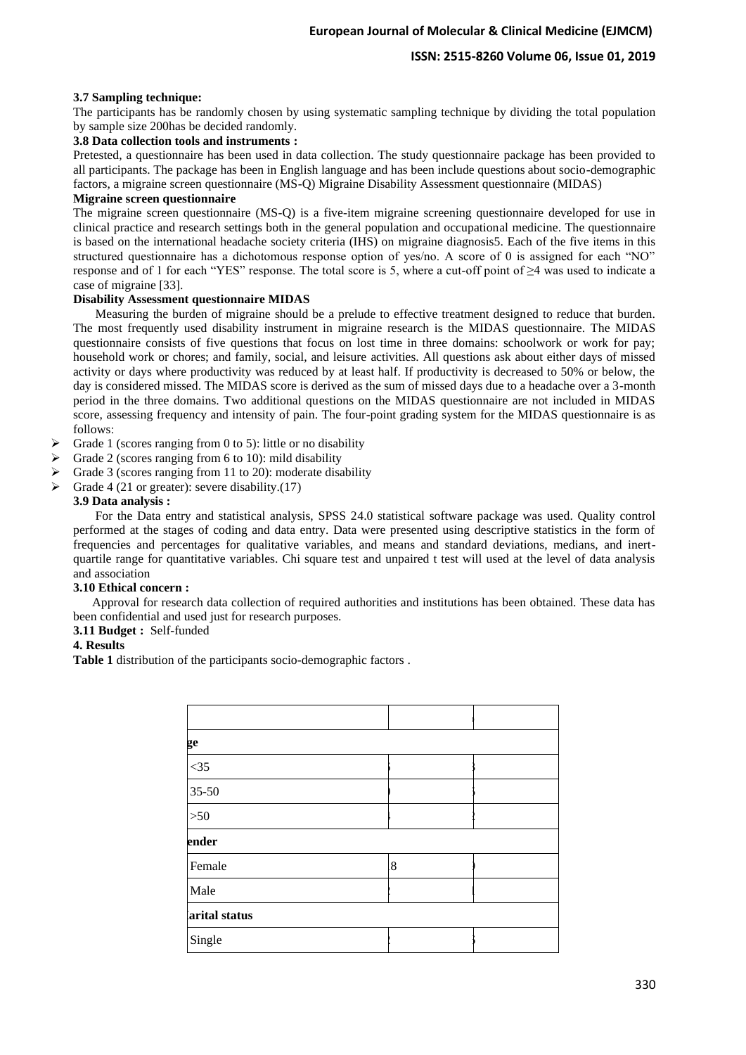**3.7 Sampling technique:**

The participants has be randomly chosen by using systematic sampling technique by dividing the total population by sample size 200has be decided randomly.

**3.8 Data collection tools and instruments :**

Pretested, a questionnaire has been used in data collection. The study questionnaire package has been provided to all participants. The package has been in English language and has been include questions about socio-demographic factors, a migraine screen questionnaire (MS-Q) Migraine Disability Assessment questionnaire (MIDAS)

**Migraine screen questionnaire**

The migraine screen questionnaire (MS-Q) is a five-item migraine screening questionnaire developed for use in clinical practice and research settings both in the general population and occupational medicine. The questionnaire is based on the international headache society criteria (IHS) on migraine diagnosis5. Each of the five items in this structured questionnaire has a dichotomous response option of yes/no. A score of 0 is assigned for each "NO" response and of 1 for each "YES" response. The total score is 5, where a cut-off point of ≥4 was used to indicate a case of migraine [33].

**Disability Assessment questionnaire MIDAS**

Measuring the burden of migraine should be a prelude to effective treatment designed to reduce that burden. The most frequently used disability instrument in migraine research is the MIDAS questionnaire. The MIDAS questionnaire consists of five questions that focus on lost time in three domains: schoolwork or work for pay; household work or chores; and family, social, and leisure activities. All questions ask about either days of missed activity or days where productivity was reduced by at least half. If productivity is decreased to 50% or below, the day is considered missed. The MIDAS score is derived as the sum of missed days due to a headache over a 3-month period in the three domains. Two additional questions on the MIDAS questionnaire are not included in MIDAS score, assessing frequency and intensity of pain. The four-point grading system for the MIDAS questionnaire is as follows:

- Grade 1 (scores ranging from 0 to 5): little or no disability
- Grade 2 (scores ranging from 6 to 10): mild disability
- Grade 3 (scores ranging from 11 to 20): moderate disability
- Grade 4 (21 or greater): severe disability.(17)

**3.9 Data analysis :**

For the Data entry and statistical analysis, SPSS 24.0 statistical software package was used. Quality control performed at the stages of coding and data entry. Data were presented using descriptive statistics in the form of frequencies and percentages for qualitative variables, and means and standard deviations, medians, and inert-quartile range for quantitative variables. Chi square test and unpaired t test will used at the level of data analysis and association

**3.10 Ethical concern :**

Approval for research data collection of required authorities and institutions has been obtained. These data has been confidential and used just for research purposes.

**3.11 Budget :** Self-funded

**4. Results**

**Table 1** distribution of the participants socio-demographic factors .

| | | |
|---|---|---|
| ge | | |
| <35 | | |
| 35-50 | | |
| >50 | | |
| ender | | |
| Female | 8 | |
| Male | | |
| arital status | | |
| Single | | |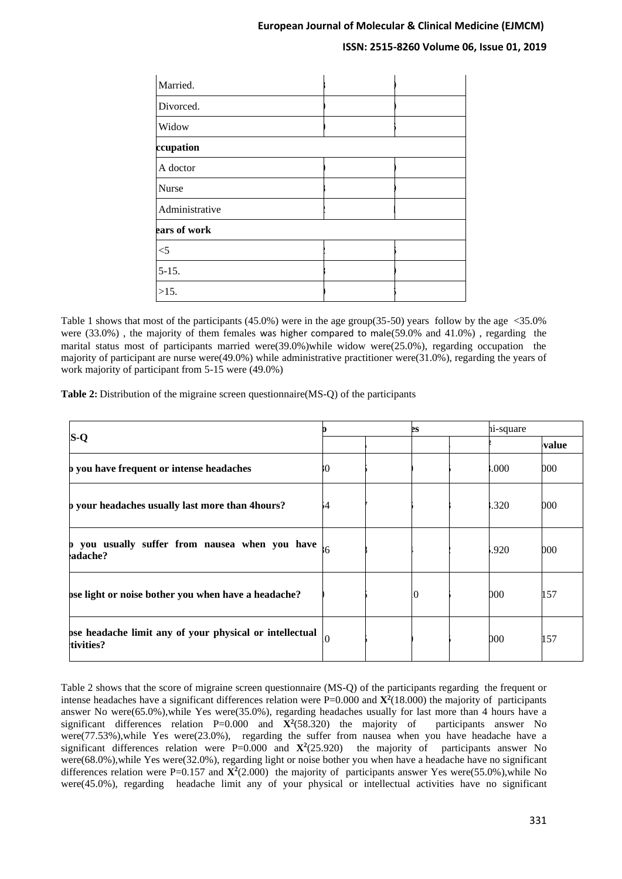| | | |
|---|---|---|
| Married. | | |
| Divorced. | | |
| Widow | | |
| **ccupation** | | |
| A doctor | | |
| Nurse | | |
| Administrative | | |
| **ears of work** | | |
| <5 | | |
| 5-15. | | |
| >15. | | |

Table 1 shows that most of the participants (45.0%) were in the age group(35-50) years follow by the age <35.0% were (33.0%) , the majority of them females was higher compared to male(59.0% and 41.0%) , regarding the marital status most of participants married were(39.0%)while widow were(25.0%), regarding occupation the majority of participant are nurse were(49.0%) while administrative practitioner were(31.0%), regarding the years of work majority of participant from 5-15 were (49.0%)

**Table 2:** Distribution of the migraine screen questionnaire(MS-Q) of the participants

| **S-Q** | o | | es | | hi-square | |
|---|---|---|---|---|---|---|
| | | | | | | **value** |
| **o you have frequent or intense headaches** | 30 | | | | .000 | 000 |
| **o your headaches usually last more than 4hours?** | 54 | | | | .320 | 000 |
| **o you usually suffer from nausea when you have eadache?** | 36 | | | | .920 | 000 |
| **ose light or noise bother you when have a headache?** | | | 10 | | 000 | 157 |
| **ose headache limit any of your physical or intellectual tivities?** | 10 | | | | 000 | 157 |

Table 2 shows that the score of migraine screen questionnaire (MS-Q) of the participants regarding the frequent or intense headaches have a significant differences relation were P=0.000 and $X^2$(18.000) the majority of participants answer No were(65.0%),while Yes were(35.0%), regarding headaches usually for last more than 4 hours have a significant differences relation P=0.000 and $X^2$(58.320) the majority of participants answer No were(77.53%),while Yes were(23.0%), regarding the suffer from nausea when you have headache have a significant differences relation were P=0.000 and $X^2$(25.920) the majority of participants answer No were(68.0%),while Yes were(32.0%), regarding light or noise bother you when have a headache have no significant differences relation were P=0.157 and $X^2$(2.000) the majority of participants answer Yes were(55.0%),while No were(45.0%), regarding headache limit any of your physical or intellectual activities have no significant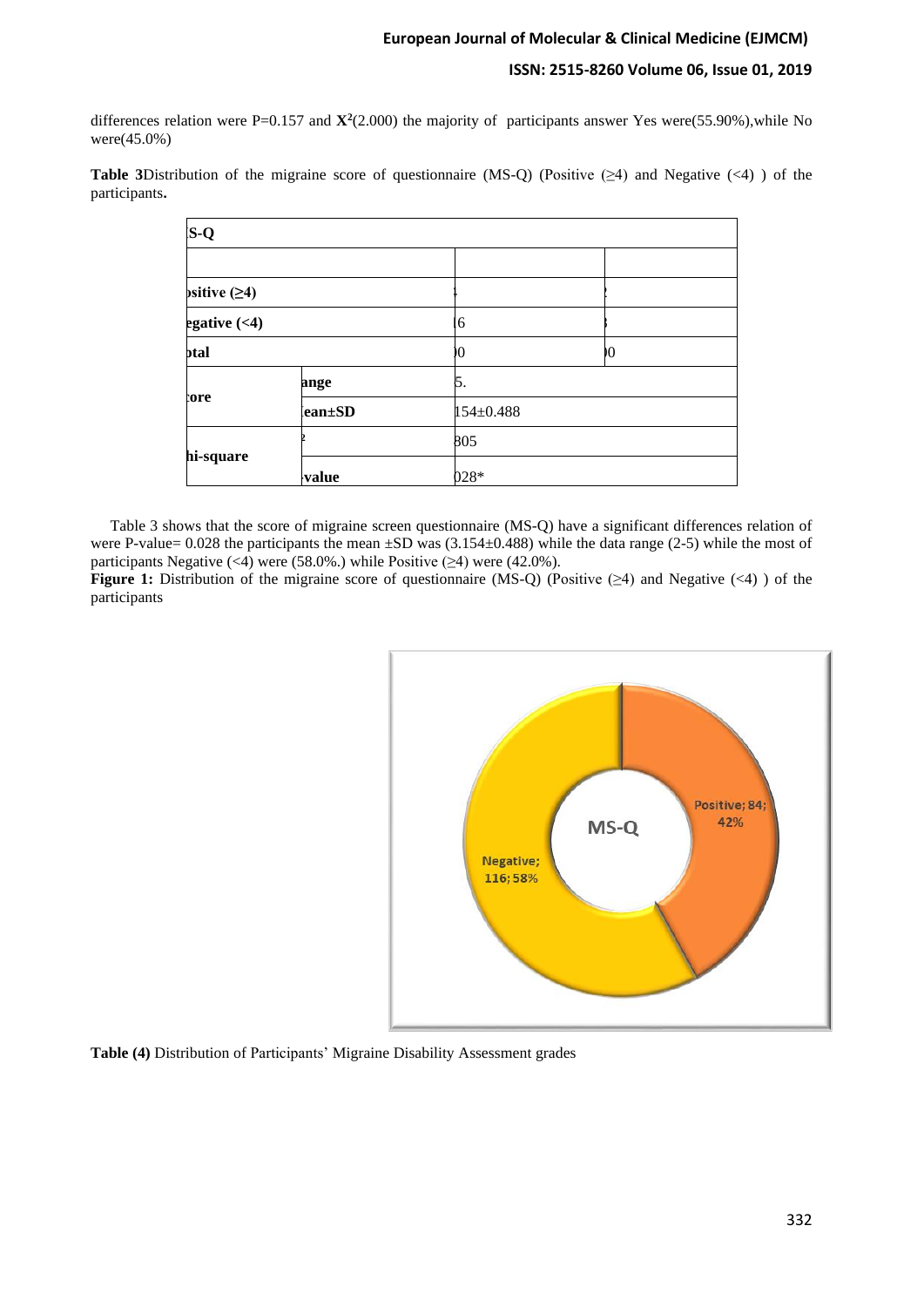differences relation were P=0.157 and $X^2$(2.000) the majority of participants answer Yes were(55.90%),while No were(45.0%)

**Table 3**Distribution of the migraine score of questionnaire (MS-Q) (Positive (≥4) and Negative (<4) ) of the participants**.**

| S-Q | | | |
|---|---|---|---|
| | | | |
| ɔsitive (≥4) | | ‡ | ? |
| egative (<4) | | l6 | ȝ |
| ɔtal | | )0 | )0 |
| ɔre | ange | 5. | |
| | ean±SD | 154±0.488 | |
| hi-square | ² | 805 | |
| | value | 028* | |

Table 3 shows that the score of migraine screen questionnaire (MS-Q) have a significant differences relation of were P-value= 0.028 the participants the mean ±SD was (3.154±0.488) while the data range (2-5) while the most of participants Negative (<4) were (58.0%.) while Positive (≥4) were (42.0%).

**Figure 1:** Distribution of the migraine score of questionnaire (MS-Q) (Positive (≥4) and Negative (<4) ) of the participants

**Table (4)** Distribution of Participants' Migraine Disability Assessment grades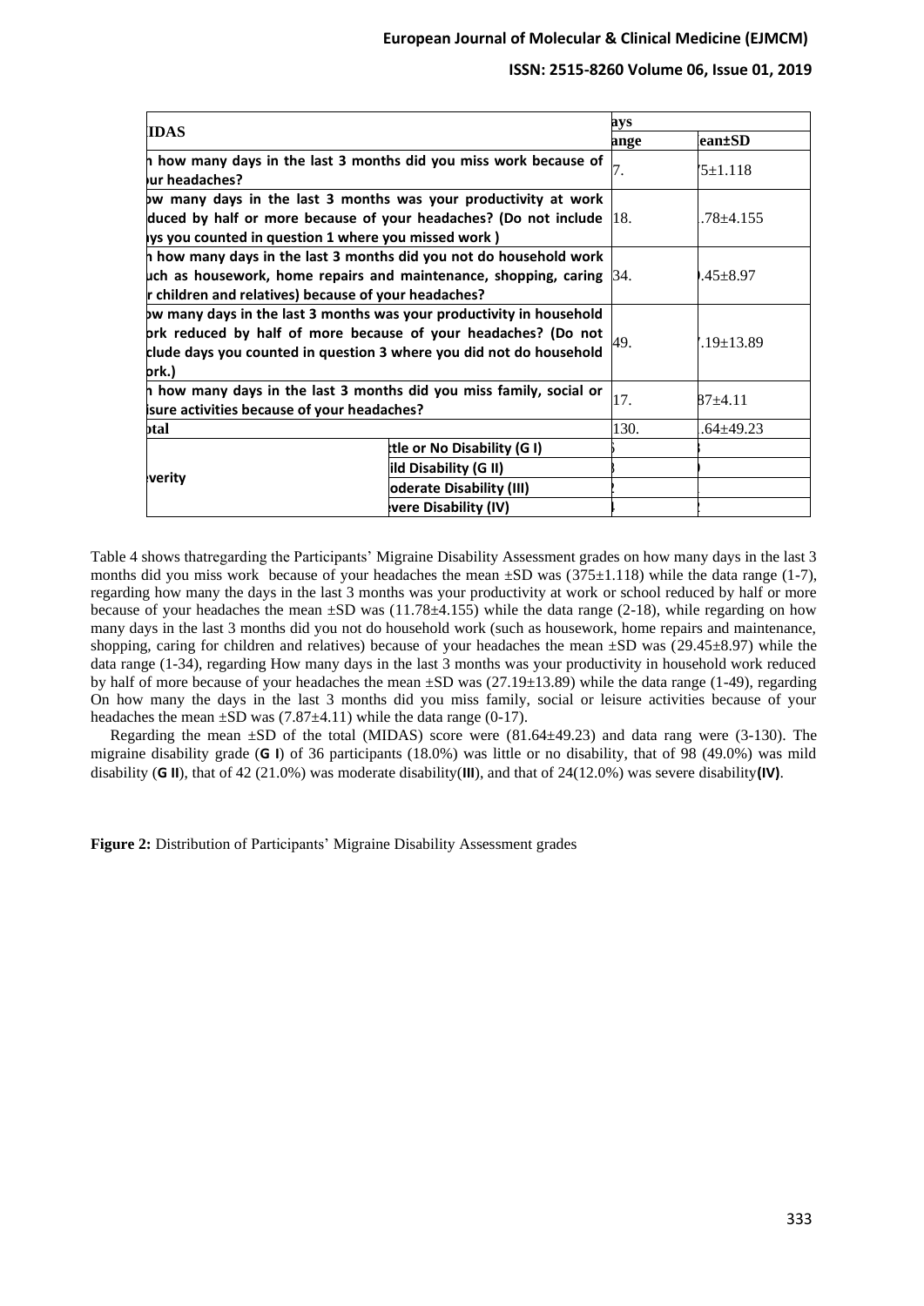| IDAS | | ays | |
|---|---|---|---|
| | | ange | ean±SD |
| n how many days in the last 3 months did you miss work because of our headaches? | | 7. | 75±1.118 |
| ow many days in the last 3 months was your productivity at work duced by half or more because of your headaches? (Do not include ys you counted in question 1 where you missed work ) | | 18. | .78±4.155 |
| n how many days in the last 3 months did you not do household work uch as housework, home repairs and maintenance, shopping, caring r children and relatives) because of your headaches? | | 34. | ).45±8.97 |
| ow many days in the last 3 months was your productivity in household ork reduced by half of more because of your headaches? (Do not clude days you counted in question 3 where you did not do household ork.) | | 49. | 7.19±13.89 |
| n how many days in the last 3 months did you miss family, social or isure activities because of your headaches? | | 17. | 87±4.11 |
| otal | | 130. | .64±49.23 |
| everity | ttle or No Disability (G I) | | |
| | ild Disability (G II) | | |
| | oderate Disability (III) | | |
| | evere Disability (IV) | | |

Table 4 shows thatregarding the Participants' Migraine Disability Assessment grades on how many days in the last 3 months did you miss work because of your headaches the mean ±SD was (375±1.118) while the data range (1-7), regarding how many the days in the last 3 months was your productivity at work or school reduced by half or more because of your headaches the mean ±SD was (11.78±4.155) while the data range (2-18), while regarding on how many days in the last 3 months did you not do household work (such as housework, home repairs and maintenance, shopping, caring for children and relatives) because of your headaches the mean ±SD was (29.45±8.97) while the data range (1-34), regarding How many days in the last 3 months was your productivity in household work reduced by half of more because of your headaches the mean ±SD was (27.19±13.89) while the data range (1-49), regarding On how many the days in the last 3 months did you miss family, social or leisure activities because of your headaches the mean ±SD was (7.87±4.11) while the data range (0-17).

Regarding the mean ±SD of the total (MIDAS) score were (81.64±49.23) and data rang were (3-130). The migraine disability grade (**G I**) of 36 participants (18.0%) was little or no disability, that of 98 (49.0%) was mild disability (**G II**), that of 42 (21.0%) was moderate disability(**III**), and that of 24(12.0%) was severe disability**(IV)**.

**Figure 2:** Distribution of Participants' Migraine Disability Assessment grades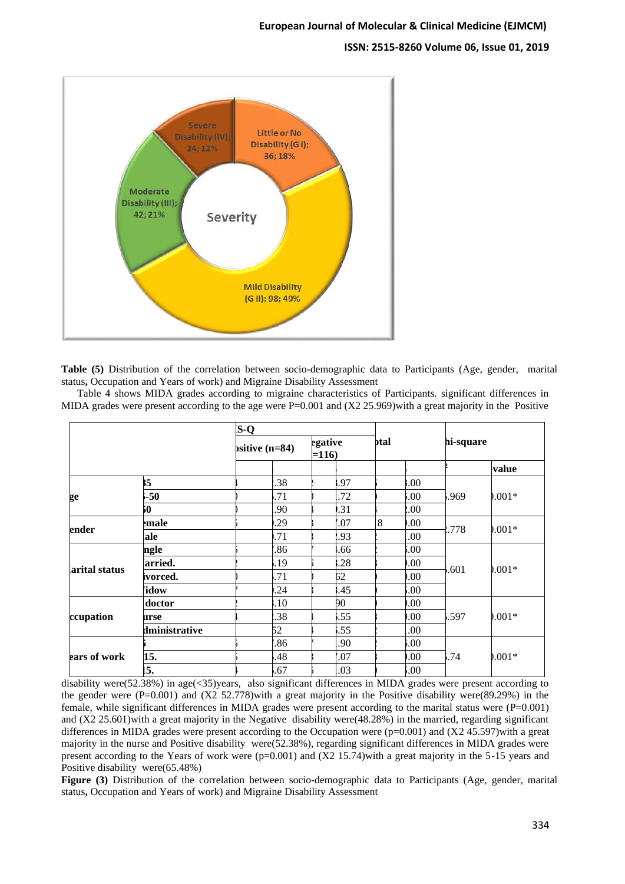Little or No Disability (G I); 36; 18%

Mild Disability (G II); 98; 49%

Moderate Disability (III); 42; 21%

Severe Disability (IV); 24; 12%

Severity

**Table (5)** Distribution of the correlation between socio-demographic data to Participants (Age, gender, marital status**,** Occupation and Years of work) and Migraine Disability Assessment

Table 4 shows MIDA grades according to migraine characteristics of Participants. significant differences in MIDA grades were present according to the age were P=0.001 and (X2 25.969)with a great majority in the Positive

| | | S-Q | | | | otal | | hi-square | |
|---|---|---|---|---|---|---|---|---|---|
| | | ›sitive (n=84) | | egative =116) | | | | | |
| | | | | | | | | | value |
| ge | 35 | | .38 | | .97 | | .00 | .969 | 0.001* |
| | -50 | | .71 | | .72 | | .00 | | |
| | 50 | | .90 | | .31 | | .00 | | |
| ender | emale | | .29 | | .07 | 8 | .00 | .778 | 0.001* |
| | ale | | .71 | | .93 | | .00 | | |
| arital status | ngle | | .86 | | .66 | | .00 | .601 | 0.001* |
| | arried. | | .19 | | .28 | | .00 | | |
| | ivorced. | | .71 | | 62 | | .00 | | |
| | idow | | .24 | | .45 | | .00 | | |
| ccupation | doctor | | .10 | | 90 | | .00 | .597 | 0.001* |
| | urse | | .38 | | .55 | | .00 | | |
| | dministrative | | 52 | | .55 | | .00 | | |
| ears of work | 5 | | .86 | | .90 | | .00 | .74 | 0.001* |
| | 15. | | .48 | | .07 | | .00 | | |
| | 15. | | .67 | | .03 | | .00 | | |

disability were(52.38%) in age(<35)years, also significant differences in MIDA grades were present according to the gender were (P=0.001) and (X2 52.778)with a great majority in the Positive disability were(89.29%) in the female, while significant differences in MIDA grades were present according to the marital status were (P=0.001) and (X2 25.601)with a great majority in the Negative disability were(48.28%) in the married, regarding significant differences in MIDA grades were present according to the Occupation were (p=0.001) and (X2 45.597)with a great majority in the nurse and Positive disability were(52.38%), regarding significant differences in MIDA grades were present according to the Years of work were (p=0.001) and (X2 15.74)with a great majority in the 5-15 years and Positive disability were(65.48%)

**Figure (3)** Distribution of the correlation between socio-demographic data to Participants (Age, gender, marital status**,** Occupation and Years of work) and Migraine Disability Assessment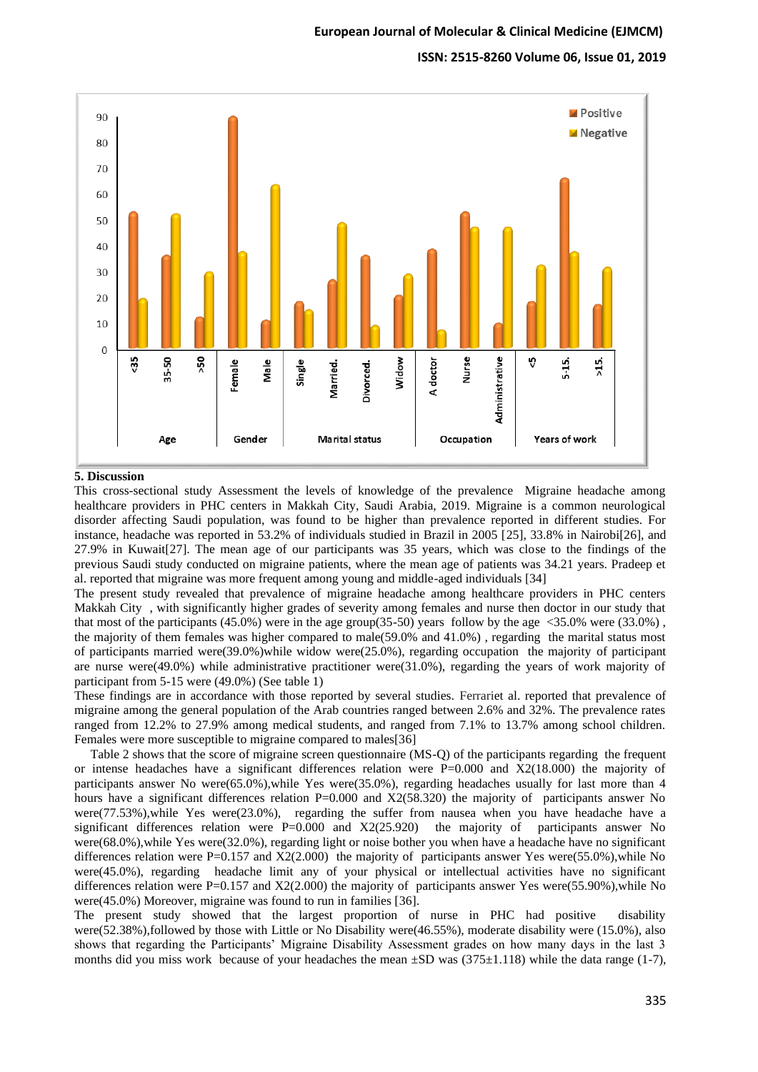## 5. Discussion

This cross-sectional study Assessment the levels of knowledge of the prevalence Migraine headache among healthcare providers in PHC centers in Makkah City, Saudi Arabia, 2019. Migraine is a common neurological disorder affecting Saudi population, was found to be higher than prevalence reported in different studies. For instance, headache was reported in 53.2% of individuals studied in Brazil in 2005 [25], 33.8% in Nairobi[26], and 27.9% in Kuwait[27]. The mean age of our participants was 35 years, which was close to the findings of the previous Saudi study conducted on migraine patients, where the mean age of patients was 34.21 years. Pradeep et al. reported that migraine was more frequent among young and middle-aged individuals [34]

The present study revealed that prevalence of migraine headache among healthcare providers in PHC centers Makkah City , with significantly higher grades of severity among females and nurse then doctor in our study that that most of the participants (45.0%) were in the age group(35-50) years follow by the age <35.0% were (33.0%) , the majority of them females was higher compared to male(59.0% and 41.0%) , regarding the marital status most of participants married were(39.0%)while widow were(25.0%), regarding occupation the majority of participant are nurse were(49.0%) while administrative practitioner were(31.0%), regarding the years of work majority of participant from 5-15 were (49.0%) (See table 1)

These findings are in accordance with those reported by several studies. Ferrariet al. reported that prevalence of migraine among the general population of the Arab countries ranged between 2.6% and 32%. The prevalence rates ranged from 12.2% to 27.9% among medical students, and ranged from 7.1% to 13.7% among school children. Females were more susceptible to migraine compared to males[36]

Table 2 shows that the score of migraine screen questionnaire (MS-Q) of the participants regarding the frequent or intense headaches have a significant differences relation were P=0.000 and X2(18.000) the majority of participants answer No were(65.0%),while Yes were(35.0%), regarding headaches usually for last more than 4 hours have a significant differences relation P=0.000 and X2(58.320) the majority of participants answer No were(77.53%),while Yes were(23.0%), regarding the suffer from nausea when you have headache have a significant differences relation were P=0.000 and X2(25.920) the majority of participants answer No were(68.0%),while Yes were(32.0%), regarding light or noise bother you when have a headache have no significant differences relation were P=0.157 and X2(2.000) the majority of participants answer Yes were(55.0%),while No were(45.0%), regarding headache limit any of your physical or intellectual activities have no significant differences relation were P=0.157 and X2(2.000) the majority of participants answer Yes were(55.90%),while No were(45.0%) Moreover, migraine was found to run in families [36].

The present study showed that the largest proportion of nurse in PHC had positive disability were(52.38%),followed by those with Little or No Disability were(46.55%), moderate disability were (15.0%), also shows that regarding the Participants' Migraine Disability Assessment grades on how many days in the last 3 months did you miss work because of your headaches the mean ±SD was (375±1.118) while the data range (1-7),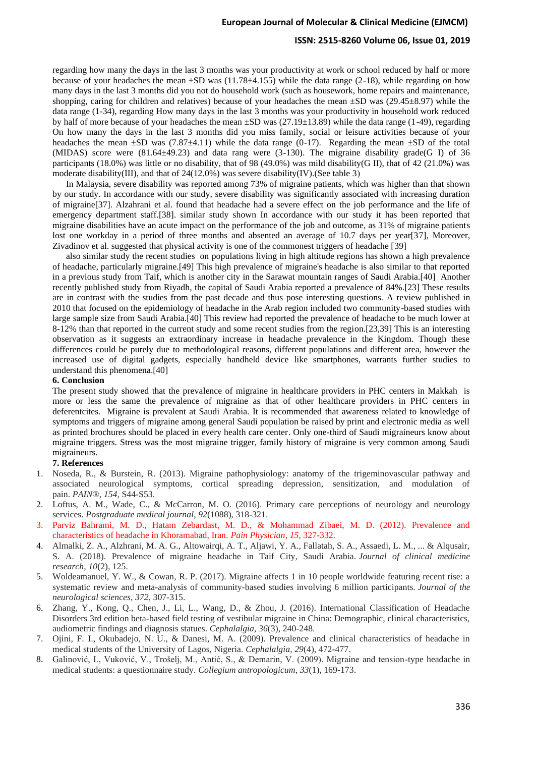regarding how many the days in the last 3 months was your productivity at work or school reduced by half or more because of your headaches the mean ±SD was (11.78±4.155) while the data range (2-18), while regarding on how many days in the last 3 months did you not do household work (such as housework, home repairs and maintenance, shopping, caring for children and relatives) because of your headaches the mean ±SD was (29.45±8.97) while the data range (1-34), regarding How many days in the last 3 months was your productivity in household work reduced by half of more because of your headaches the mean ±SD was (27.19±13.89) while the data range (1-49), regarding On how many the days in the last 3 months did you miss family, social or leisure activities because of your headaches the mean ±SD was (7.87±4.11) while the data range (0-17). Regarding the mean ±SD of the total (MIDAS) score were (81.64±49.23) and data rang were (3-130). The migraine disability grade(G I) of 36 participants (18.0%) was little or no disability, that of 98 (49.0%) was mild disability(G II), that of 42 (21.0%) was moderate disability(III), and that of 24(12.0%) was severe disability(IV).(See table 3)

In Malaysia, severe disability was reported among 73% of migraine patients, which was higher than that shown by our study. In accordance with our study, severe disability was significantly associated with increasing duration of migraine[37]. Alzahrani et al. found that headache had a severe effect on the job performance and the life of emergency department staff.[38]. similar study shown In accordance with our study it has been reported that migraine disabilities have an acute impact on the performance of the job and outcome, as 31% of migraine patients lost one workday in a period of three months and absented an average of 10.7 days per year[37], Moreover, Zivadinov et al. suggested that physical activity is one of the commonest triggers of headache [39]

also similar study the recent studies on populations living in high altitude regions has shown a high prevalence of headache, particularly migraine.[49] This high prevalence of migraine's headache is also similar to that reported in a previous study from Taif, which is another city in the Sarawat mountain ranges of Saudi Arabia.[40] Another recently published study from Riyadh, the capital of Saudi Arabia reported a prevalence of 84%.[23] These results are in contrast with the studies from the past decade and thus pose interesting questions. A review published in 2010 that focused on the epidemiology of headache in the Arab region included two community-based studies with large sample size from Saudi Arabia.[40] This review had reported the prevalence of headache to be much lower at 8-12% than that reported in the current study and some recent studies from the region.[23,39] This is an interesting observation as it suggests an extraordinary increase in headache prevalence in the Kingdom. Though these differences could be purely due to methodological reasons, different populations and different area, however the increased use of digital gadgets, especially handheld device like smartphones, warrants further studies to understand this phenomena.[40]

## 6. Conclusion

The present study showed that the prevalence of migraine in healthcare providers in PHC centers in Makkah is more or less the same the prevalence of migraine as that of other healthcare providers in PHC centers in deferentcites. Migraine is prevalent at Saudi Arabia. It is recommended that awareness related to knowledge of symptoms and triggers of migraine among general Saudi population be raised by print and electronic media as well as printed brochures should be placed in every health care center. Only one-third of Saudi migraineurs know about migraine triggers. Stress was the most migraine trigger, family history of migraine is very common among Saudi migraineurs.

## 7. References

1. Noseda, R., & Burstein, R. (2013). Migraine pathophysiology: anatomy of the trigeminovascular pathway and associated neurological symptoms, cortical spreading depression, sensitization, and modulation of pain. *PAIN®*, *154*, S44-S53.
2. Loftus, A. M., Wade, C., & McCarron, M. O. (2016). Primary care perceptions of neurology and neurology services. *Postgraduate medical journal*, *92*(1088), 318-321.
3. Parviz Bahrami, M. D., Hatam Zebardast, M. D., & Mohammad Zibaei, M. D. (2012). Prevalence and characteristics of headache in Khoramabad, Iran. *Pain Physician*, *15*, 327-332.
4. Almalki, Z. A., Alzhrani, M. A. G., Altowairqi, A. T., Aljawi, Y. A., Fallatah, S. A., Assaedi, L. M., ... & Alqusair, S. A. (2018). Prevalence of migraine headache in Taif City, Saudi Arabia. *Journal of clinical medicine research*, *10*(2), 125.
5. Woldeamanuel, Y. W., & Cowan, R. P. (2017). Migraine affects 1 in 10 people worldwide featuring recent rise: a systematic review and meta-analysis of community-based studies involving 6 million participants. *Journal of the neurological sciences*, *372*, 307-315.
6. Zhang, Y., Kong, Q., Chen, J., Li, L., Wang, D., & Zhou, J. (2016). International Classification of Headache Disorders 3rd edition beta-based field testing of vestibular migraine in China: Demographic, clinical characteristics, audiometric findings and diagnosis statues. *Cephalalgia*, *36*(3), 240-248.
7. Ojini, F. I., Okubadejo, N. U., & Danesi, M. A. (2009). Prevalence and clinical characteristics of headache in medical students of the University of Lagos, Nigeria. *Cephalalgia*, *29*(4), 472-477.
8. Galinović, I., Vuković, V., Trošelj, M., Antić, S., & Demarin, V. (2009). Migraine and tension-type headache in medical students: a questionnaire study. *Collegium antropologicum*, *33*(1), 169-173.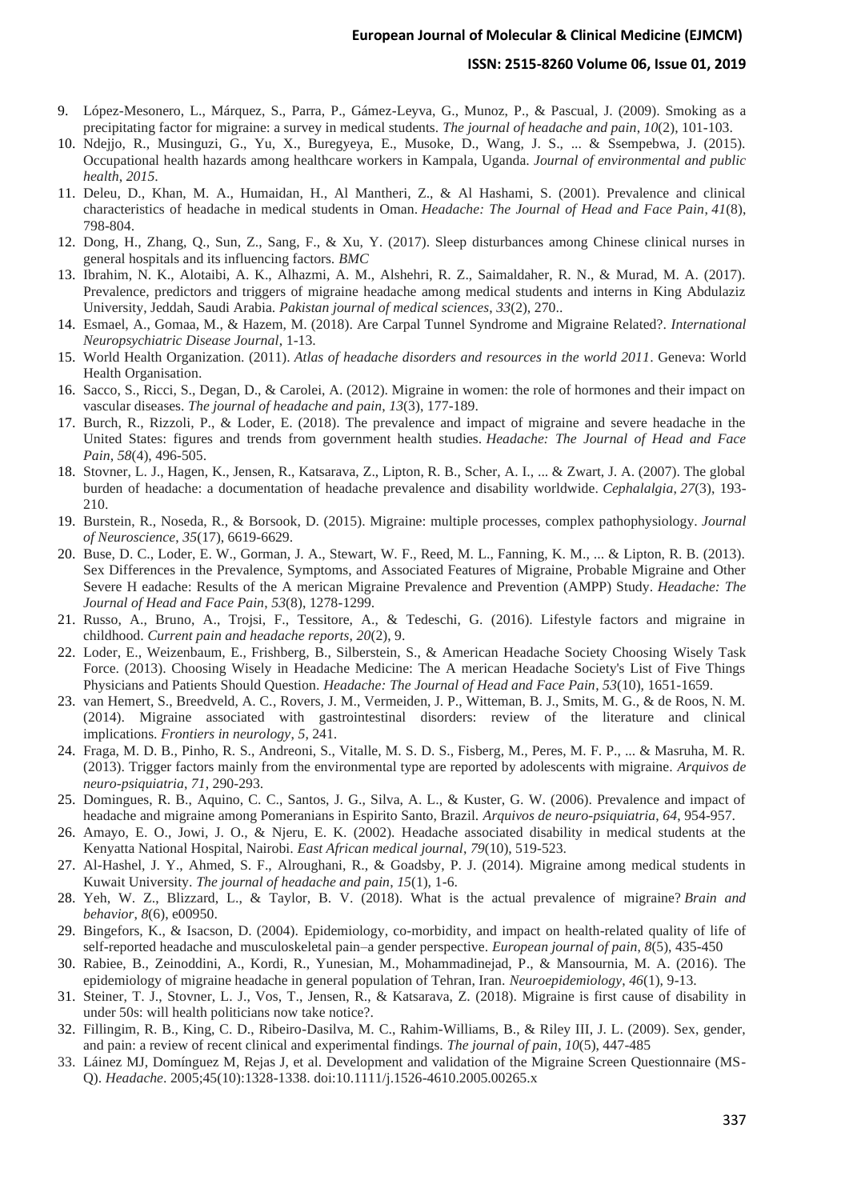9. López-Mesonero, L., Márquez, S., Parra, P., Gámez-Leyva, G., Munoz, P., & Pascual, J. (2009). Smoking as a precipitating factor for migraine: a survey in medical students. *The journal of headache and pain*, *10*(2), 101-103.
10. Ndejjo, R., Musinguzi, G., Yu, X., Buregyeya, E., Musoke, D., Wang, J. S., ... & Ssempebwa, J. (2015). Occupational health hazards among healthcare workers in Kampala, Uganda. *Journal of environmental and public health*, *2015*.
11. Deleu, D., Khan, M. A., Humaidan, H., Al Mantheri, Z., & Al Hashami, S. (2001). Prevalence and clinical characteristics of headache in medical students in Oman. *Headache: The Journal of Head and Face Pain*, *41*(8), 798-804.
12. Dong, H., Zhang, Q., Sun, Z., Sang, F., & Xu, Y. (2017). Sleep disturbances among Chinese clinical nurses in general hospitals and its influencing factors. *BMC*
13. Ibrahim, N. K., Alotaibi, A. K., Alhazmi, A. M., Alshehri, R. Z., Saimaldaher, R. N., & Murad, M. A. (2017). Prevalence, predictors and triggers of migraine headache among medical students and interns in King Abdulaziz University, Jeddah, Saudi Arabia. *Pakistan journal of medical sciences*, *33*(2), 270..
14. Esmael, A., Gomaa, M., & Hazem, M. (2018). Are Carpal Tunnel Syndrome and Migraine Related?. *International Neuropsychiatric Disease Journal*, 1-13.
15. World Health Organization. (2011). *Atlas of headache disorders and resources in the world 2011*. Geneva: World Health Organisation.
16. Sacco, S., Ricci, S., Degan, D., & Carolei, A. (2012). Migraine in women: the role of hormones and their impact on vascular diseases. *The journal of headache and pain*, *13*(3), 177-189.
17. Burch, R., Rizzoli, P., & Loder, E. (2018). The prevalence and impact of migraine and severe headache in the United States: figures and trends from government health studies. *Headache: The Journal of Head and Face Pain*, *58*(4), 496-505.
18. Stovner, L. J., Hagen, K., Jensen, R., Katsarava, Z., Lipton, R. B., Scher, A. I., ... & Zwart, J. A. (2007). The global burden of headache: a documentation of headache prevalence and disability worldwide. *Cephalalgia*, *27*(3), 193-210.
19. Burstein, R., Noseda, R., & Borsook, D. (2015). Migraine: multiple processes, complex pathophysiology. *Journal of Neuroscience*, *35*(17), 6619-6629.
20. Buse, D. C., Loder, E. W., Gorman, J. A., Stewart, W. F., Reed, M. L., Fanning, K. M., ... & Lipton, R. B. (2013). Sex Differences in the Prevalence, Symptoms, and Associated Features of Migraine, Probable Migraine and Other Severe H eadache: Results of the A merican Migraine Prevalence and Prevention (AMPP) Study. *Headache: The Journal of Head and Face Pain*, *53*(8), 1278-1299.
21. Russo, A., Bruno, A., Trojsi, F., Tessitore, A., & Tedeschi, G. (2016). Lifestyle factors and migraine in childhood. *Current pain and headache reports*, *20*(2), 9.
22. Loder, E., Weizenbaum, E., Frishberg, B., Silberstein, S., & American Headache Society Choosing Wisely Task Force. (2013). Choosing Wisely in Headache Medicine: The A merican Headache Society's List of Five Things Physicians and Patients Should Question. *Headache: The Journal of Head and Face Pain*, *53*(10), 1651-1659.
23. van Hemert, S., Breedveld, A. C., Rovers, J. M., Vermeiden, J. P., Witteman, B. J., Smits, M. G., & de Roos, N. M. (2014). Migraine associated with gastrointestinal disorders: review of the literature and clinical implications. *Frontiers in neurology*, *5*, 241.
24. Fraga, M. D. B., Pinho, R. S., Andreoni, S., Vitalle, M. S. D. S., Fisberg, M., Peres, M. F. P., ... & Masruha, M. R. (2013). Trigger factors mainly from the environmental type are reported by adolescents with migraine. *Arquivos de neuro-psiquiatria*, *71*, 290-293.
25. Domingues, R. B., Aquino, C. C., Santos, J. G., Silva, A. L., & Kuster, G. W. (2006). Prevalence and impact of headache and migraine among Pomeranians in Espirito Santo, Brazil. *Arquivos de neuro-psiquiatria*, *64*, 954-957.
26. Amayo, E. O., Jowi, J. O., & Njeru, E. K. (2002). Headache associated disability in medical students at the Kenyatta National Hospital, Nairobi. *East African medical journal*, *79*(10), 519-523.
27. Al-Hashel, J. Y., Ahmed, S. F., Alroughani, R., & Goadsby, P. J. (2014). Migraine among medical students in Kuwait University. *The journal of headache and pain*, *15*(1), 1-6.
28. Yeh, W. Z., Blizzard, L., & Taylor, B. V. (2018). What is the actual prevalence of migraine? *Brain and behavior*, *8*(6), e00950.
29. Bingefors, K., & Isacson, D. (2004). Epidemiology, co-morbidity, and impact on health-related quality of life of self-reported headache and musculoskeletal pain–a gender perspective. *European journal of pain*, *8*(5), 435-450
30. Rabiee, B., Zeinoddini, A., Kordi, R., Yunesian, M., Mohammadinejad, P., & Mansournia, M. A. (2016). The epidemiology of migraine headache in general population of Tehran, Iran. *Neuroepidemiology*, *46*(1), 9-13.
31. Steiner, T. J., Stovner, L. J., Vos, T., Jensen, R., & Katsarava, Z. (2018). Migraine is first cause of disability in under 50s: will health politicians now take notice?.
32. Fillingim, R. B., King, C. D., Ribeiro-Dasilva, M. C., Rahim-Williams, B., & Riley III, J. L. (2009). Sex, gender, and pain: a review of recent clinical and experimental findings. *The journal of pain*, *10*(5), 447-485
33. Láinez MJ, Domínguez M, Rejas J, et al. Development and validation of the Migraine Screen Questionnaire (MS-Q). *Headache*. 2005;45(10):1328-1338. doi:10.1111/j.1526-4610.2005.00265.x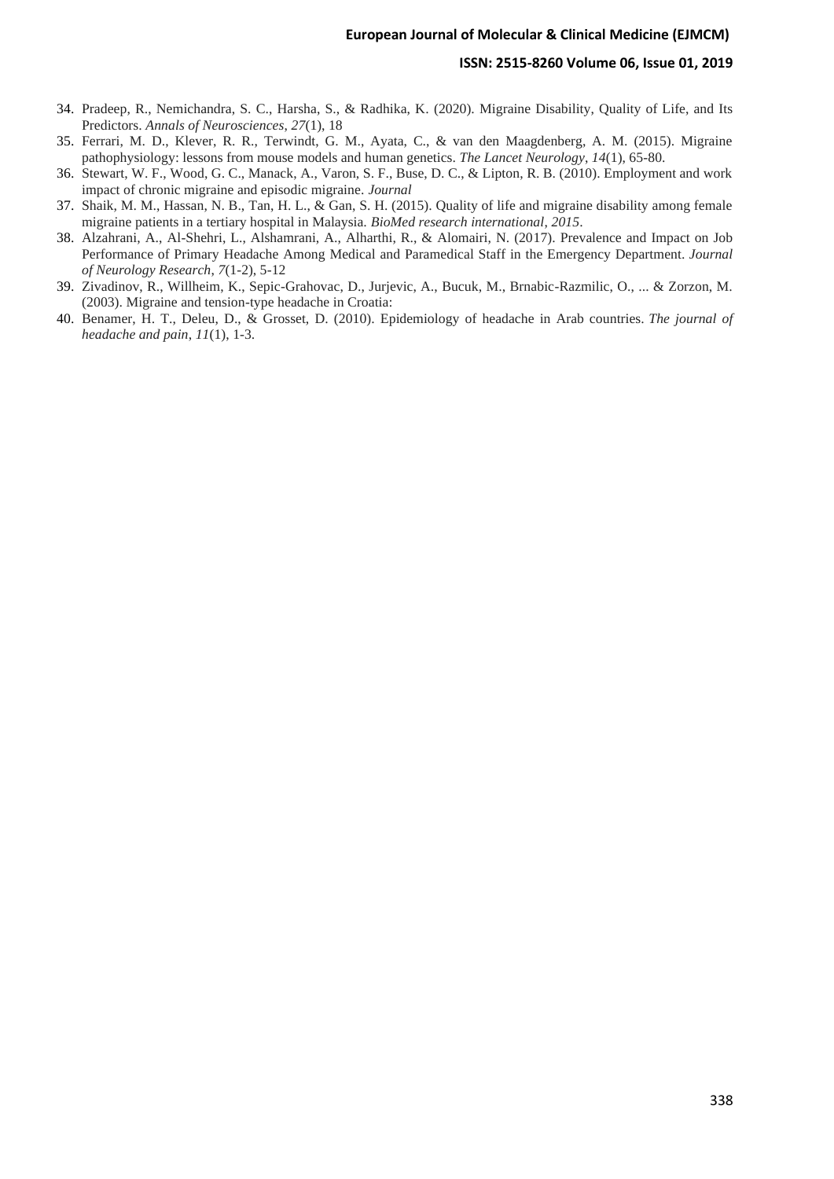34. Pradeep, R., Nemichandra, S. C., Harsha, S., & Radhika, K. (2020). Migraine Disability, Quality of Life, and Its Predictors. *Annals of Neurosciences*, *27*(1), 18
35. Ferrari, M. D., Klever, R. R., Terwindt, G. M., Ayata, C., & van den Maagdenberg, A. M. (2015). Migraine pathophysiology: lessons from mouse models and human genetics. *The Lancet Neurology*, *14*(1), 65-80.
36. Stewart, W. F., Wood, G. C., Manack, A., Varon, S. F., Buse, D. C., & Lipton, R. B. (2010). Employment and work impact of chronic migraine and episodic migraine. *Journal*
37. Shaik, M. M., Hassan, N. B., Tan, H. L., & Gan, S. H. (2015). Quality of life and migraine disability among female migraine patients in a tertiary hospital in Malaysia. *BioMed research international*, *2015*.
38. Alzahrani, A., Al-Shehri, L., Alshamrani, A., Alharthi, R., & Alomairi, N. (2017). Prevalence and Impact on Job Performance of Primary Headache Among Medical and Paramedical Staff in the Emergency Department. *Journal of Neurology Research*, *7*(1-2), 5-12
39. Zivadinov, R., Willheim, K., Sepic-Grahovac, D., Jurjevic, A., Bucuk, M., Brnabic-Razmilic, O., ... & Zorzon, M. (2003). Migraine and tension-type headache in Croatia:
40. Benamer, H. T., Deleu, D., & Grosset, D. (2010). Epidemiology of headache in Arab countries. *The journal of headache and pain*, *11*(1), 1-3.